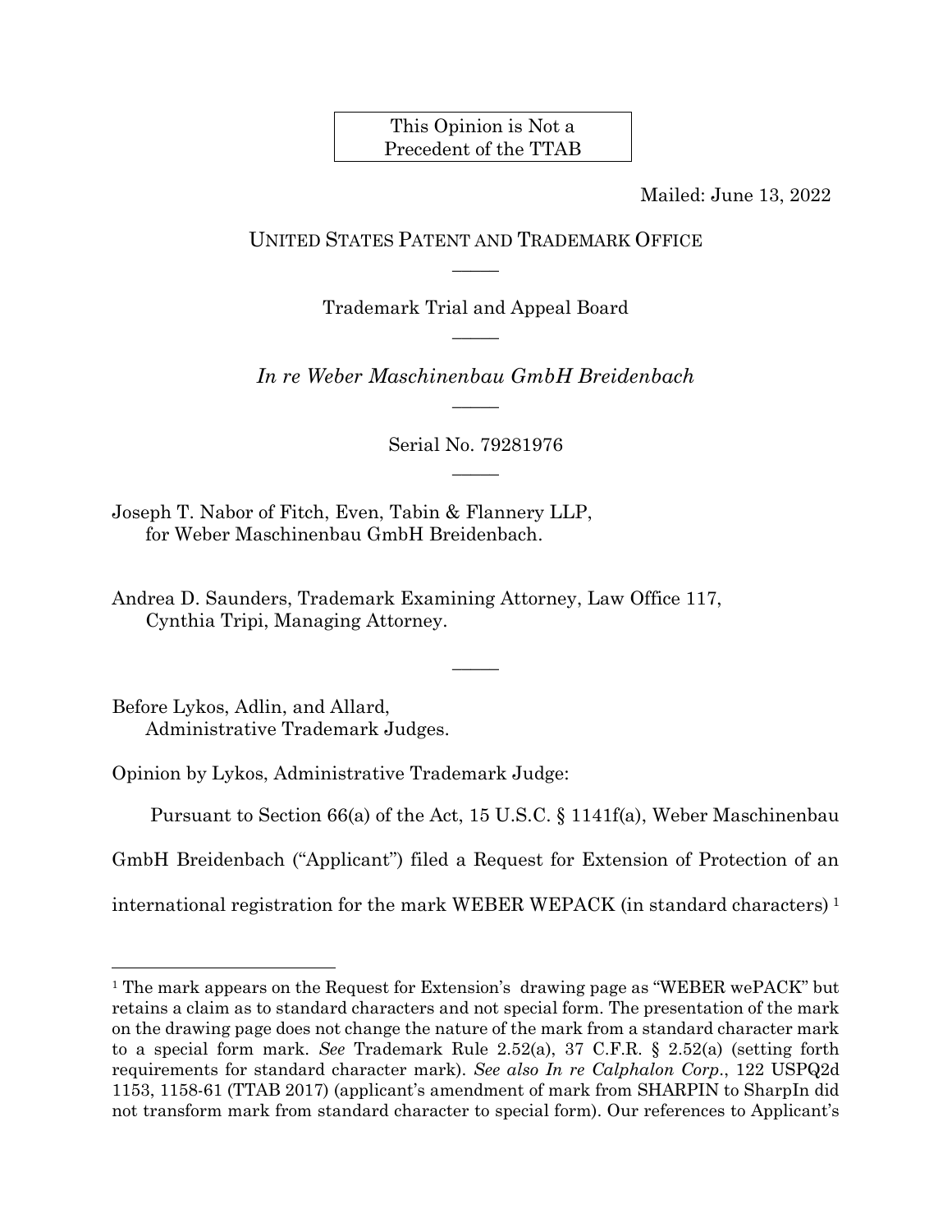This Opinion is Not a Precedent of the TTAB

Mailed: June 13, 2022

UNITED STATES PATENT AND TRADEMARK OFFICE

―――

Trademark Trial and Appeal Board

―――

*In re Weber Maschinenbau GmbH Breidenbach*

―――

Serial No. 79281976

―――

Joseph T. Nabor of Fitch, Even, Tabin & Flannery LLP,
for Weber Maschinenbau GmbH Breidenbach.

Andrea D. Saunders, Trademark Examining Attorney, Law Office 117,
Cynthia Tripi, Managing Attorney.

―――

Before Lykos, Adlin, and Allard,
Administrative Trademark Judges.

Opinion by Lykos, Administrative Trademark Judge:

Pursuant to Section 66(a) of the Act, 15 U.S.C. § 1141f(a), Weber Maschinenbau GmbH Breidenbach ("Applicant") filed a Request for Extension of Protection of an international registration for the mark WEBER WEPACK (in standard characters) [1]

[1] The mark appears on the Request for Extension's drawing page as "WEBER wePACK" but retains a claim as to standard characters and not special form. The presentation of the mark on the drawing page does not change the nature of the mark from a standard character mark to a special form mark. *See* Trademark Rule 2.52(a), 37 C.F.R. § 2.52(a) (setting forth requirements for standard character mark). *See also In re Calphalon Corp*., 122 USPQ2d 1153, 1158-61 (TTAB 2017) (applicant's amendment of mark from SHARPIN to SharpIn did not transform mark from standard character to special form). Our references to Applicant's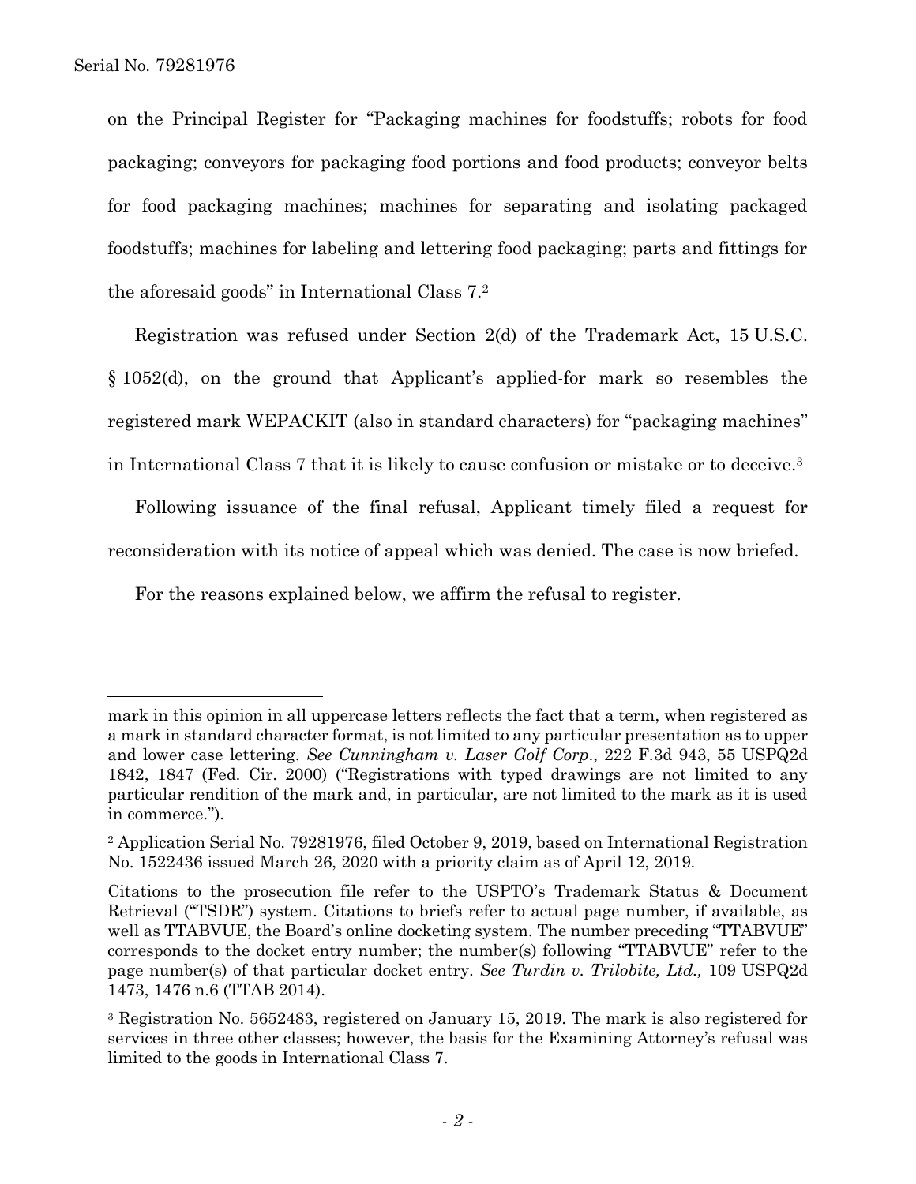on the Principal Register for "Packaging machines for foodstuffs; robots for food packaging; conveyors for packaging food portions and food products; conveyor belts for food packaging machines; machines for separating and isolating packaged foodstuffs; machines for labeling and lettering food packaging; parts and fittings for the aforesaid goods" in International Class 7.[2]

Registration was refused under Section 2(d) of the Trademark Act, 15 U.S.C. § 1052(d), on the ground that Applicant's applied-for mark so resembles the registered mark WEPACKIT (also in standard characters) for "packaging machines" in International Class 7 that it is likely to cause confusion or mistake or to deceive.[3]

Following issuance of the final refusal, Applicant timely filed a request for reconsideration with its notice of appeal which was denied. The case is now briefed.

For the reasons explained below, we affirm the refusal to register.

---

mark in this opinion in all uppercase letters reflects the fact that a term, when registered as a mark in standard character format, is not limited to any particular presentation as to upper and lower case lettering. *See Cunningham v. Laser Golf Corp*., 222 F.3d 943, 55 USPQ2d 1842, 1847 (Fed. Cir. 2000) ("Registrations with typed drawings are not limited to any particular rendition of the mark and, in particular, are not limited to the mark as it is used in commerce.").

[2] Application Serial No. 79281976, filed October 9, 2019, based on International Registration No. 1522436 issued March 26, 2020 with a priority claim as of April 12, 2019.

Citations to the prosecution file refer to the USPTO's Trademark Status & Document Retrieval ("TSDR") system. Citations to briefs refer to actual page number, if available, as well as TTABVUE, the Board's online docketing system. The number preceding "TTABVUE" corresponds to the docket entry number; the number(s) following "TTABVUE" refer to the page number(s) of that particular docket entry. *See Turdin v. Trilobite, Ltd.,* 109 USPQ2d 1473, 1476 n.6 (TTAB 2014).

[3] Registration No. 5652483, registered on January 15, 2019. The mark is also registered for services in three other classes; however, the basis for the Examining Attorney's refusal was limited to the goods in International Class 7.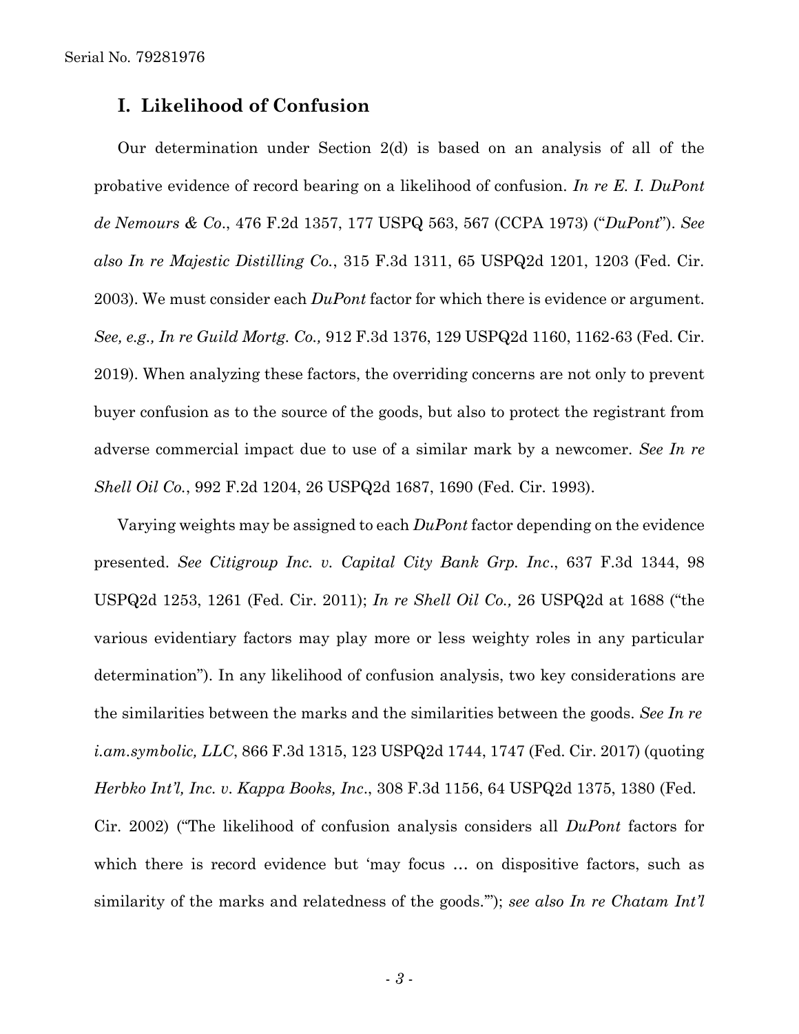## I. Likelihood of Confusion

Our determination under Section 2(d) is based on an analysis of all of the probative evidence of record bearing on a likelihood of confusion. *In re E. I. DuPont de Nemours & Co*., 476 F.2d 1357, 177 USPQ 563, 567 (CCPA 1973) ("*DuPont*"). *See also In re Majestic Distilling Co.*, 315 F.3d 1311, 65 USPQ2d 1201, 1203 (Fed. Cir. 2003). We must consider each *DuPont* factor for which there is evidence or argument. *See, e.g., In re Guild Mortg. Co.,* 912 F.3d 1376, 129 USPQ2d 1160, 1162-63 (Fed. Cir. 2019). When analyzing these factors, the overriding concerns are not only to prevent buyer confusion as to the source of the goods, but also to protect the registrant from adverse commercial impact due to use of a similar mark by a newcomer. *See In re Shell Oil Co.*, 992 F.2d 1204, 26 USPQ2d 1687, 1690 (Fed. Cir. 1993).

Varying weights may be assigned to each *DuPont* factor depending on the evidence presented. *See Citigroup Inc. v. Capital City Bank Grp. Inc*., 637 F.3d 1344, 98 USPQ2d 1253, 1261 (Fed. Cir. 2011); *In re Shell Oil Co.,* 26 USPQ2d at 1688 ("the various evidentiary factors may play more or less weighty roles in any particular determination"). In any likelihood of confusion analysis, two key considerations are the similarities between the marks and the similarities between the goods. *See In re i.am.symbolic, LLC*, 866 F.3d 1315, 123 USPQ2d 1744, 1747 (Fed. Cir. 2017) (quoting *Herbko Int'l, Inc. v. Kappa Books, Inc*., 308 F.3d 1156, 64 USPQ2d 1375, 1380 (Fed. Cir. 2002) ("The likelihood of confusion analysis considers all *DuPont* factors for which there is record evidence but 'may focus … on dispositive factors, such as similarity of the marks and relatedness of the goods.'"); *see also In re Chatam Int'l*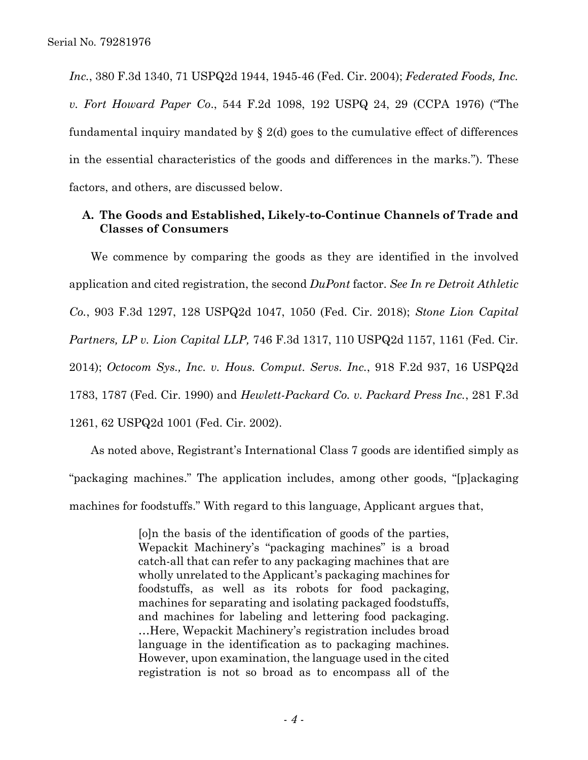*Inc.*, 380 F.3d 1340, 71 USPQ2d 1944, 1945-46 (Fed. Cir. 2004); *Federated Foods, Inc. v. Fort Howard Paper Co*., 544 F.2d 1098, 192 USPQ 24, 29 (CCPA 1976) ("The fundamental inquiry mandated by § 2(d) goes to the cumulative effect of differences in the essential characteristics of the goods and differences in the marks."). These factors, and others, are discussed below.

### A. The Goods and Established, Likely-to-Continue Channels of Trade and Classes of Consumers

We commence by comparing the goods as they are identified in the involved application and cited registration, the second *DuPont* factor. *See In re Detroit Athletic Co.*, 903 F.3d 1297, 128 USPQ2d 1047, 1050 (Fed. Cir. 2018); *Stone Lion Capital Partners, LP v. Lion Capital LLP,* 746 F.3d 1317, 110 USPQ2d 1157, 1161 (Fed. Cir. 2014); *Octocom Sys., Inc. v. Hous. Comput. Servs. Inc.*, 918 F.2d 937, 16 USPQ2d 1783, 1787 (Fed. Cir. 1990) and *Hewlett-Packard Co. v. Packard Press Inc.*, 281 F.3d 1261, 62 USPQ2d 1001 (Fed. Cir. 2002).

As noted above, Registrant's International Class 7 goods are identified simply as "packaging machines." The application includes, among other goods, "[p]ackaging machines for foodstuffs." With regard to this language, Applicant argues that,

> [o]n the basis of the identification of goods of the parties, Wepackit Machinery's "packaging machines" is a broad catch-all that can refer to any packaging machines that are wholly unrelated to the Applicant's packaging machines for foodstuffs, as well as its robots for food packaging, machines for separating and isolating packaged foodstuffs, and machines for labeling and lettering food packaging. …Here, Wepackit Machinery's registration includes broad language in the identification as to packaging machines. However, upon examination, the language used in the cited registration is not so broad as to encompass all of the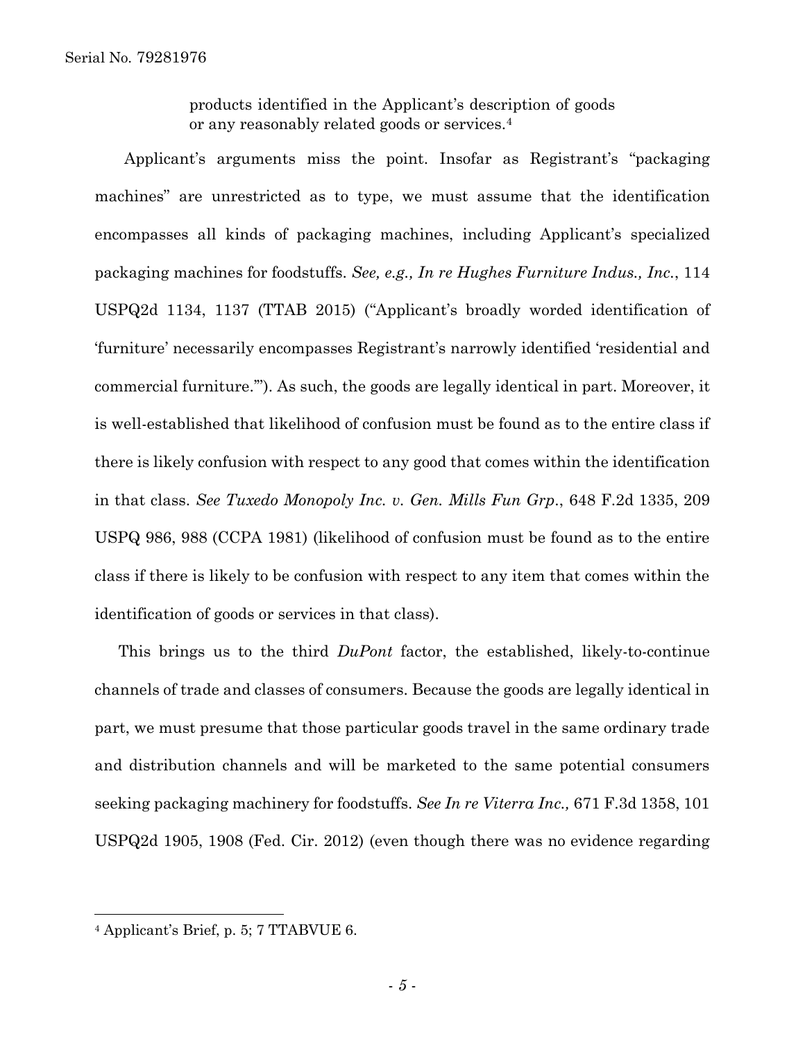products identified in the Applicant's description of goods or any reasonably related goods or services.[4]

Applicant's arguments miss the point. Insofar as Registrant's "packaging machines" are unrestricted as to type, we must assume that the identification encompasses all kinds of packaging machines, including Applicant's specialized packaging machines for foodstuffs. *See, e.g., In re Hughes Furniture Indus., Inc.*, 114 USPQ2d 1134, 1137 (TTAB 2015) ("Applicant's broadly worded identification of 'furniture' necessarily encompasses Registrant's narrowly identified 'residential and commercial furniture.'"). As such, the goods are legally identical in part. Moreover, it is well-established that likelihood of confusion must be found as to the entire class if there is likely confusion with respect to any good that comes within the identification in that class. *See Tuxedo Monopoly Inc. v. Gen. Mills Fun Grp.*, 648 F.2d 1335, 209 USPQ 986, 988 (CCPA 1981) (likelihood of confusion must be found as to the entire class if there is likely to be confusion with respect to any item that comes within the identification of goods or services in that class).

This brings us to the third *DuPont* factor, the established, likely-to-continue channels of trade and classes of consumers. Because the goods are legally identical in part, we must presume that those particular goods travel in the same ordinary trade and distribution channels and will be marketed to the same potential consumers seeking packaging machinery for foodstuffs. *See In re Viterra Inc.,* 671 F.3d 1358, 101 USPQ2d 1905, 1908 (Fed. Cir. 2012) (even though there was no evidence regarding

---

[4] Applicant's Brief, p. 5; 7 TTABVUE 6.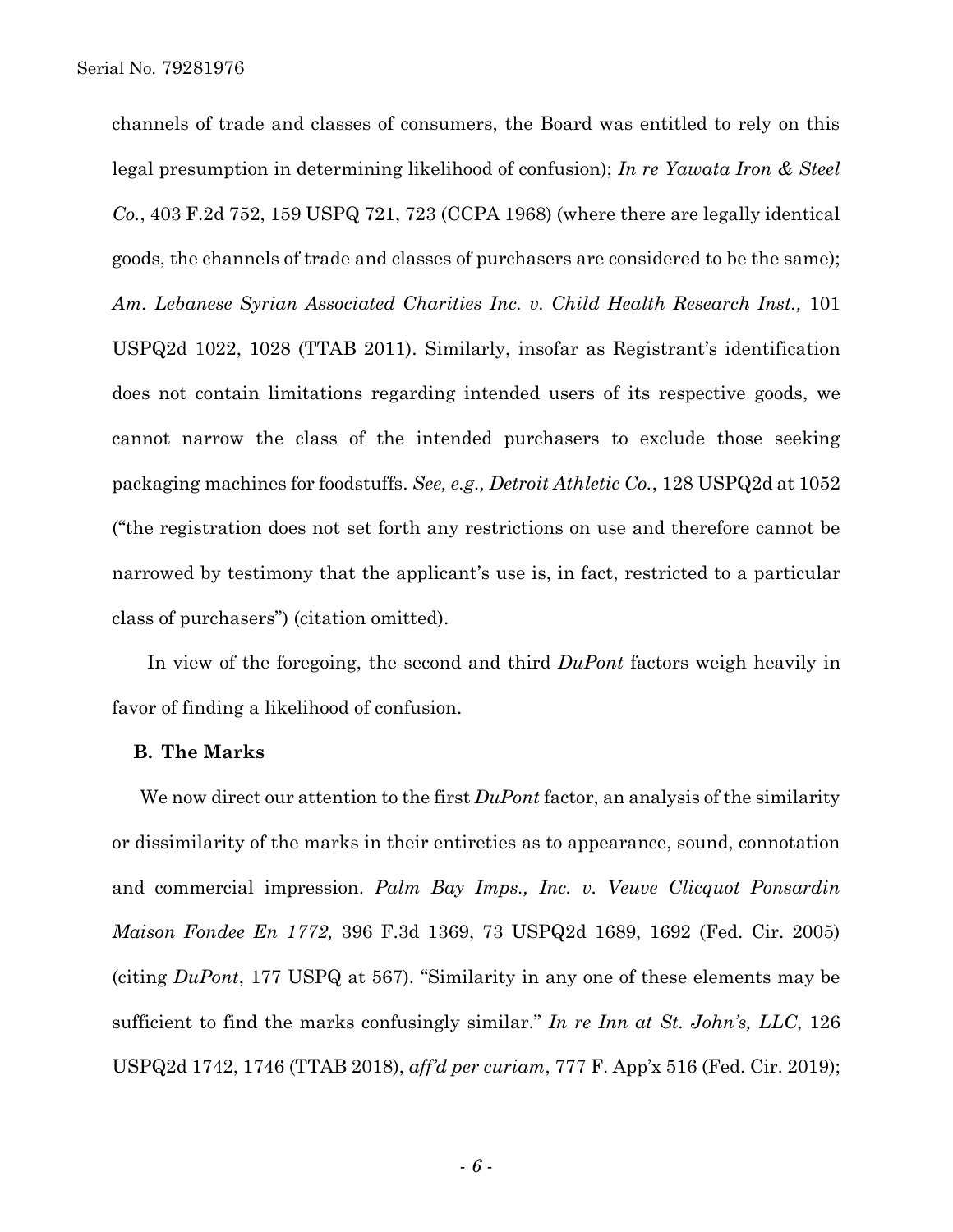channels of trade and classes of consumers, the Board was entitled to rely on this legal presumption in determining likelihood of confusion); *In re Yawata Iron & Steel Co.*, 403 F.2d 752, 159 USPQ 721, 723 (CCPA 1968) (where there are legally identical goods, the channels of trade and classes of purchasers are considered to be the same); *Am. Lebanese Syrian Associated Charities Inc. v. Child Health Research Inst.,* 101 USPQ2d 1022, 1028 (TTAB 2011). Similarly, insofar as Registrant's identification does not contain limitations regarding intended users of its respective goods, we cannot narrow the class of the intended purchasers to exclude those seeking packaging machines for foodstuffs. *See, e.g., Detroit Athletic Co.*, 128 USPQ2d at 1052 ("the registration does not set forth any restrictions on use and therefore cannot be narrowed by testimony that the applicant's use is, in fact, restricted to a particular class of purchasers") (citation omitted).

In view of the foregoing, the second and third *DuPont* factors weigh heavily in favor of finding a likelihood of confusion.

### B. The Marks

We now direct our attention to the first *DuPont* factor, an analysis of the similarity or dissimilarity of the marks in their entireties as to appearance, sound, connotation and commercial impression. *Palm Bay Imps., Inc. v. Veuve Clicquot Ponsardin Maison Fondee En 1772,* 396 F.3d 1369, 73 USPQ2d 1689, 1692 (Fed. Cir. 2005) (citing *DuPont*, 177 USPQ at 567). "Similarity in any one of these elements may be sufficient to find the marks confusingly similar." *In re Inn at St. John's, LLC*, 126 USPQ2d 1742, 1746 (TTAB 2018), *aff'd per curiam*, 777 F. App'x 516 (Fed. Cir. 2019);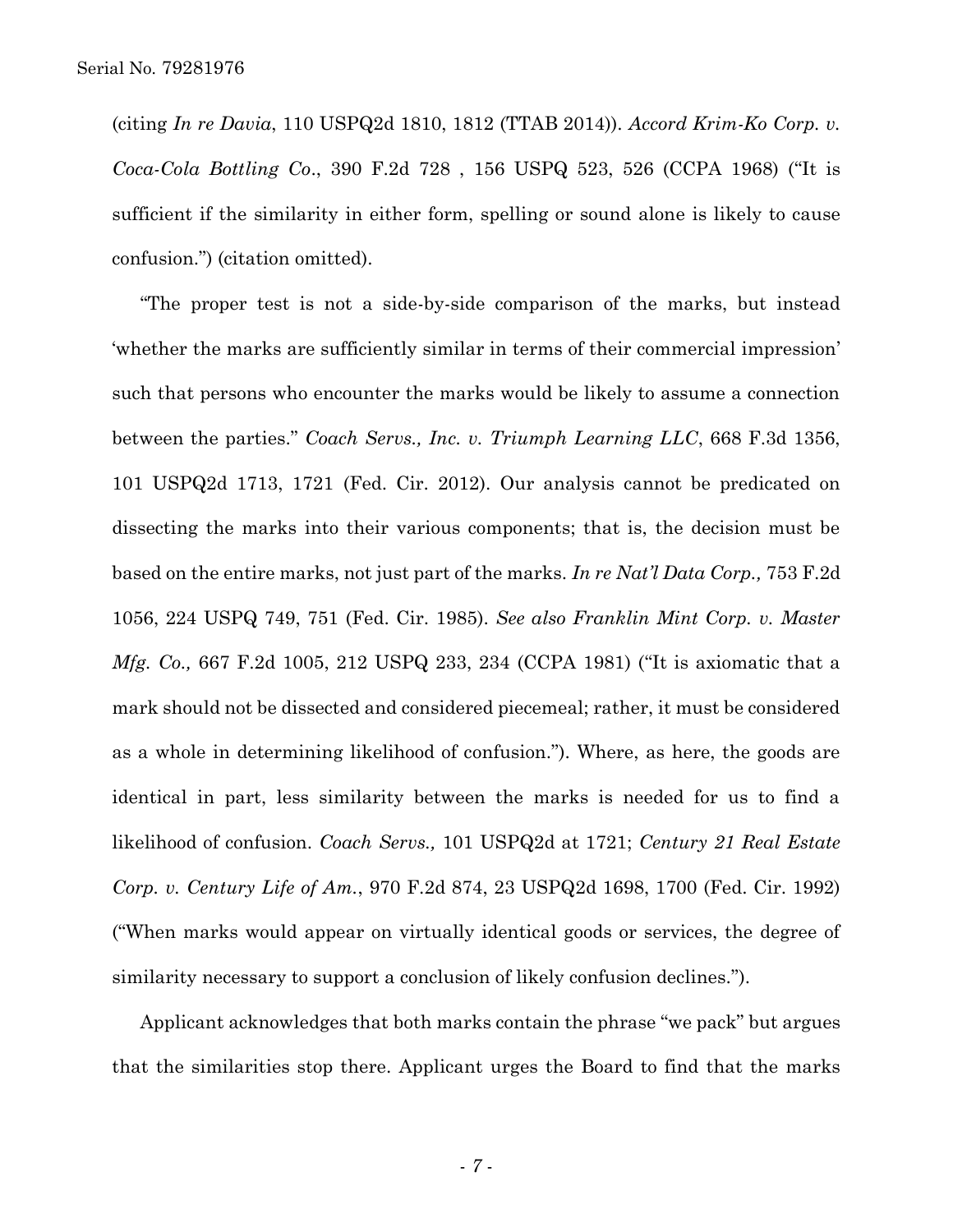(citing *In re Davia*, 110 USPQ2d 1810, 1812 (TTAB 2014)). *Accord Krim-Ko Corp. v. Coca-Cola Bottling Co*., 390 F.2d 728 , 156 USPQ 523, 526 (CCPA 1968) ("It is sufficient if the similarity in either form, spelling or sound alone is likely to cause confusion.") (citation omitted).

"The proper test is not a side-by-side comparison of the marks, but instead 'whether the marks are sufficiently similar in terms of their commercial impression' such that persons who encounter the marks would be likely to assume a connection between the parties." *Coach Servs., Inc. v. Triumph Learning LLC*, 668 F.3d 1356, 101 USPQ2d 1713, 1721 (Fed. Cir. 2012). Our analysis cannot be predicated on dissecting the marks into their various components; that is, the decision must be based on the entire marks, not just part of the marks. *In re Nat'l Data Corp.,* 753 F.2d 1056, 224 USPQ 749, 751 (Fed. Cir. 1985). *See also Franklin Mint Corp. v. Master Mfg. Co.,* 667 F.2d 1005, 212 USPQ 233, 234 (CCPA 1981) ("It is axiomatic that a mark should not be dissected and considered piecemeal; rather, it must be considered as a whole in determining likelihood of confusion."). Where, as here, the goods are identical in part, less similarity between the marks is needed for us to find a likelihood of confusion. *Coach Servs.,* 101 USPQ2d at 1721; *Century 21 Real Estate Corp. v. Century Life of Am.*, 970 F.2d 874, 23 USPQ2d 1698, 1700 (Fed. Cir. 1992) ("When marks would appear on virtually identical goods or services, the degree of similarity necessary to support a conclusion of likely confusion declines.").

Applicant acknowledges that both marks contain the phrase "we pack" but argues that the similarities stop there. Applicant urges the Board to find that the marks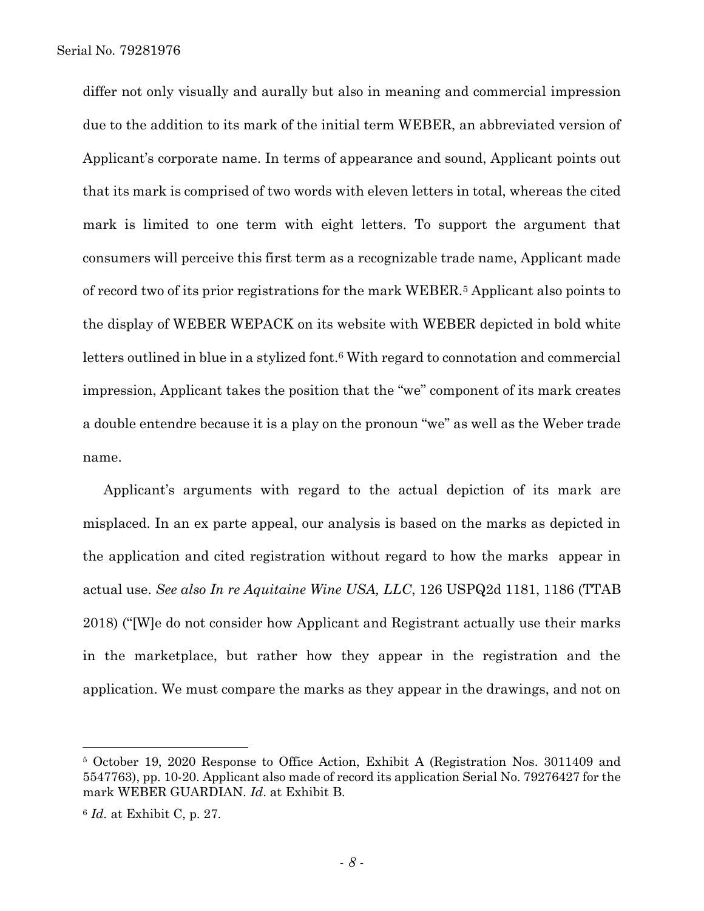differ not only visually and aurally but also in meaning and commercial impression due to the addition to its mark of the initial term WEBER, an abbreviated version of Applicant's corporate name. In terms of appearance and sound, Applicant points out that its mark is comprised of two words with eleven letters in total, whereas the cited mark is limited to one term with eight letters. To support the argument that consumers will perceive this first term as a recognizable trade name, Applicant made of record two of its prior registrations for the mark WEBER.[5] Applicant also points to the display of WEBER WEPACK on its website with WEBER depicted in bold white letters outlined in blue in a stylized font.[6] With regard to connotation and commercial impression, Applicant takes the position that the "we" component of its mark creates a double entendre because it is a play on the pronoun "we" as well as the Weber trade name.

Applicant's arguments with regard to the actual depiction of its mark are misplaced. In an ex parte appeal, our analysis is based on the marks as depicted in the application and cited registration without regard to how the marks appear in actual use. *See also In re Aquitaine Wine USA, LLC*, 126 USPQ2d 1181, 1186 (TTAB 2018) ("[W]e do not consider how Applicant and Registrant actually use their marks in the marketplace, but rather how they appear in the registration and the application. We must compare the marks as they appear in the drawings, and not on

---

[5] October 19, 2020 Response to Office Action, Exhibit A (Registration Nos. 3011409 and 5547763), pp. 10-20. Applicant also made of record its application Serial No. 79276427 for the mark WEBER GUARDIAN. *Id*. at Exhibit B.

[6] *Id*. at Exhibit C, p. 27.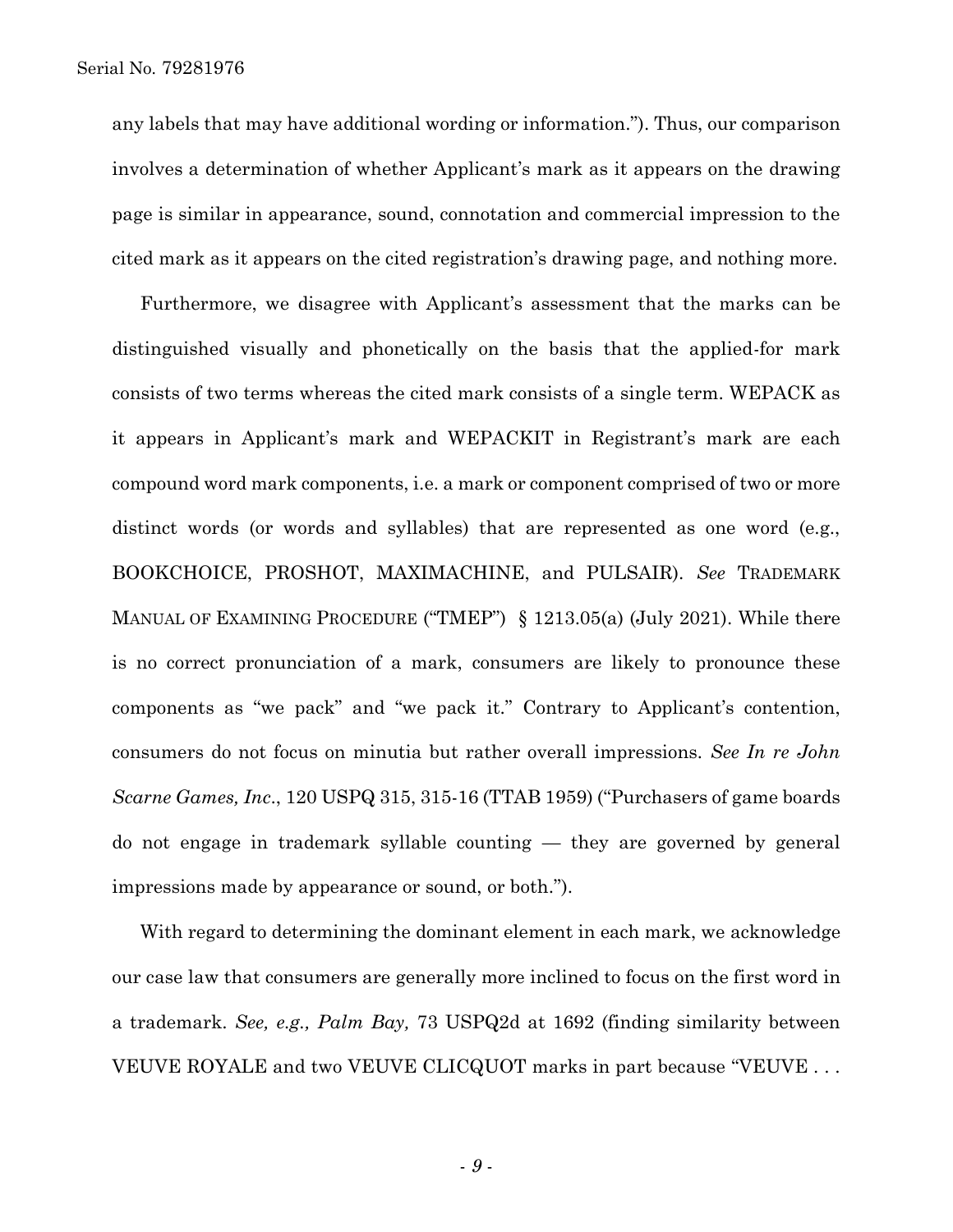any labels that may have additional wording or information."). Thus, our comparison involves a determination of whether Applicant's mark as it appears on the drawing page is similar in appearance, sound, connotation and commercial impression to the cited mark as it appears on the cited registration's drawing page, and nothing more.

Furthermore, we disagree with Applicant's assessment that the marks can be distinguished visually and phonetically on the basis that the applied-for mark consists of two terms whereas the cited mark consists of a single term. WEPACK as it appears in Applicant's mark and WEPACKIT in Registrant's mark are each compound word mark components, i.e. a mark or component comprised of two or more distinct words (or words and syllables) that are represented as one word (e.g., BOOKCHOICE, PROSHOT, MAXIMACHINE, and PULSAIR). *See* TRADEMARK MANUAL OF EXAMINING PROCEDURE ("TMEP") § 1213.05(a) (July 2021). While there is no correct pronunciation of a mark, consumers are likely to pronounce these components as "we pack" and "we pack it." Contrary to Applicant's contention, consumers do not focus on minutia but rather overall impressions. *See In re John Scarne Games, Inc*., 120 USPQ 315, 315-16 (TTAB 1959) ("Purchasers of game boards do not engage in trademark syllable counting — they are governed by general impressions made by appearance or sound, or both.").

With regard to determining the dominant element in each mark, we acknowledge our case law that consumers are generally more inclined to focus on the first word in a trademark. *See, e.g., Palm Bay,* 73 USPQ2d at 1692 (finding similarity between VEUVE ROYALE and two VEUVE CLICQUOT marks in part because "VEUVE . . .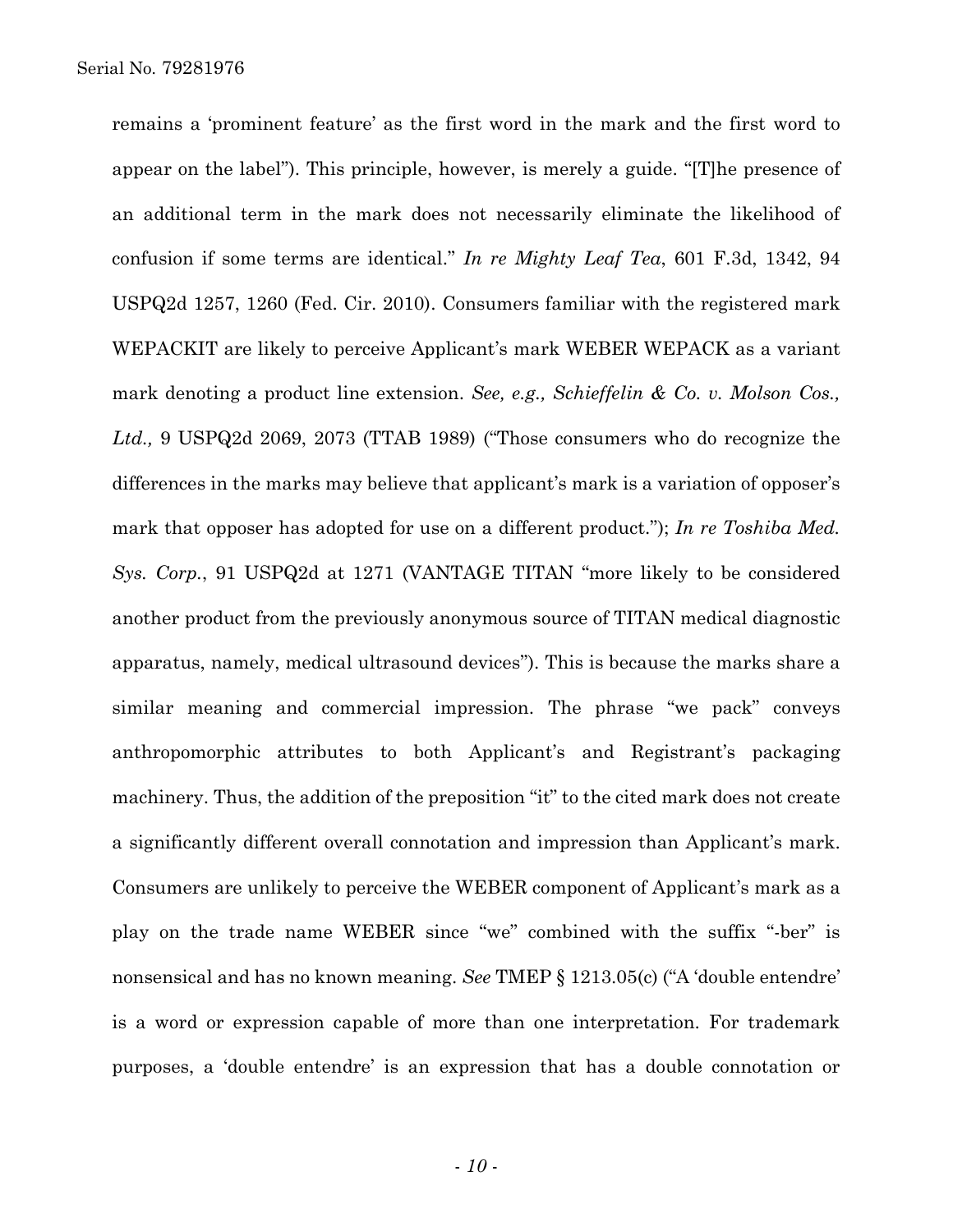remains a 'prominent feature' as the first word in the mark and the first word to appear on the label"). This principle, however, is merely a guide. "[T]he presence of an additional term in the mark does not necessarily eliminate the likelihood of confusion if some terms are identical." *In re Mighty Leaf Tea*, 601 F.3d, 1342, 94 USPQ2d 1257, 1260 (Fed. Cir. 2010). Consumers familiar with the registered mark WEPACKIT are likely to perceive Applicant's mark WEBER WEPACK as a variant mark denoting a product line extension. *See, e.g., Schieffelin & Co. v. Molson Cos., Ltd.,* 9 USPQ2d 2069, 2073 (TTAB 1989) ("Those consumers who do recognize the differences in the marks may believe that applicant's mark is a variation of opposer's mark that opposer has adopted for use on a different product."); *In re Toshiba Med. Sys. Corp.*, 91 USPQ2d at 1271 (VANTAGE TITAN "more likely to be considered another product from the previously anonymous source of TITAN medical diagnostic apparatus, namely, medical ultrasound devices"). This is because the marks share a similar meaning and commercial impression. The phrase "we pack" conveys anthropomorphic attributes to both Applicant's and Registrant's packaging machinery. Thus, the addition of the preposition "it" to the cited mark does not create a significantly different overall connotation and impression than Applicant's mark. Consumers are unlikely to perceive the WEBER component of Applicant's mark as a play on the trade name WEBER since "we" combined with the suffix "-ber" is nonsensical and has no known meaning. *See* TMEP § 1213.05(c) ("A 'double entendre' is a word or expression capable of more than one interpretation. For trademark purposes, a 'double entendre' is an expression that has a double connotation or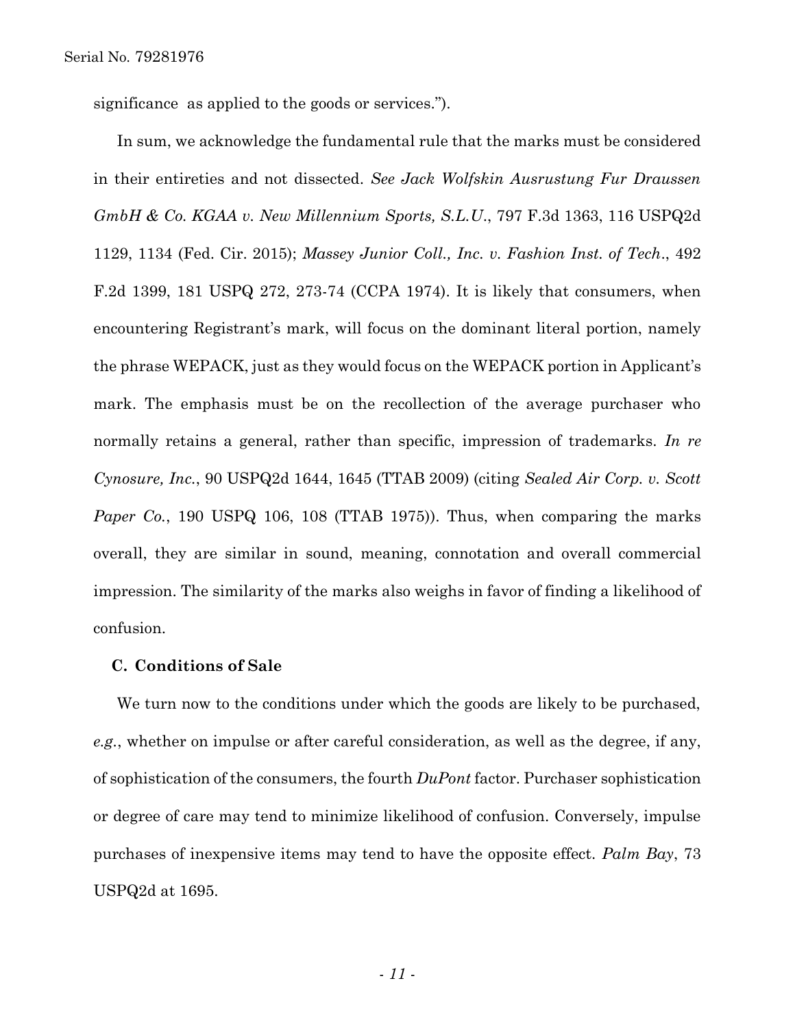significance as applied to the goods or services.").

In sum, we acknowledge the fundamental rule that the marks must be considered in their entireties and not dissected. *See Jack Wolfskin Ausrustung Fur Draussen GmbH & Co. KGAA v. New Millennium Sports, S.L.U.*, 797 F.3d 1363, 116 USPQ2d 1129, 1134 (Fed. Cir. 2015); *Massey Junior Coll., Inc. v. Fashion Inst. of Tech*., 492 F.2d 1399, 181 USPQ 272, 273-74 (CCPA 1974). It is likely that consumers, when encountering Registrant's mark, will focus on the dominant literal portion, namely the phrase WEPACK, just as they would focus on the WEPACK portion in Applicant's mark. The emphasis must be on the recollection of the average purchaser who normally retains a general, rather than specific, impression of trademarks. *In re Cynosure, Inc.*, 90 USPQ2d 1644, 1645 (TTAB 2009) (citing *Sealed Air Corp. v. Scott Paper Co.*, 190 USPQ 106, 108 (TTAB 1975)). Thus, when comparing the marks overall, they are similar in sound, meaning, connotation and overall commercial impression. The similarity of the marks also weighs in favor of finding a likelihood of confusion.

### C. Conditions of Sale

We turn now to the conditions under which the goods are likely to be purchased, *e.g.*, whether on impulse or after careful consideration, as well as the degree, if any, of sophistication of the consumers, the fourth *DuPont* factor. Purchaser sophistication or degree of care may tend to minimize likelihood of confusion. Conversely, impulse purchases of inexpensive items may tend to have the opposite effect. *Palm Bay*, 73 USPQ2d at 1695.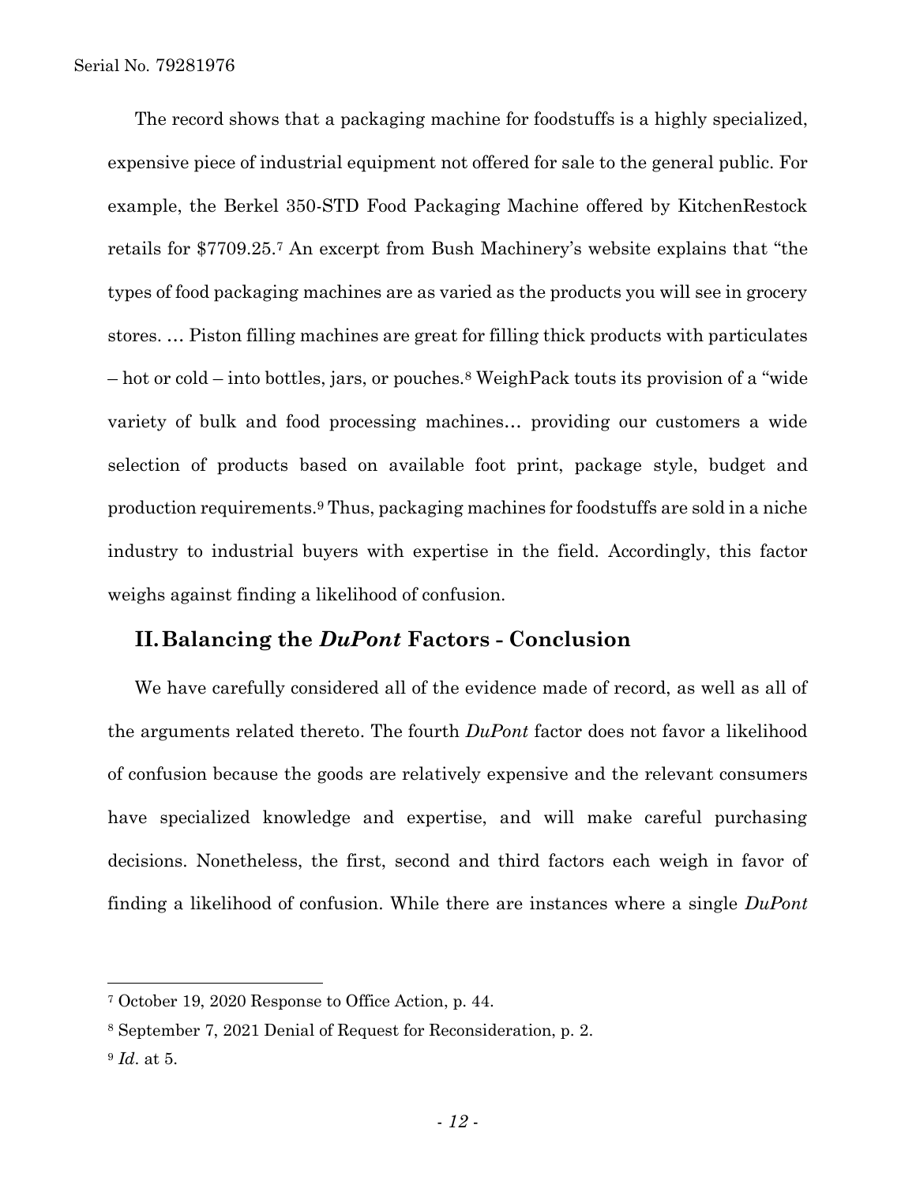The record shows that a packaging machine for foodstuffs is a highly specialized, expensive piece of industrial equipment not offered for sale to the general public. For example, the Berkel 350-STD Food Packaging Machine offered by KitchenRestock retails for $7709.25.[7] An excerpt from Bush Machinery's website explains that "the types of food packaging machines are as varied as the products you will see in grocery stores. … Piston filling machines are great for filling thick products with particulates – hot or cold – into bottles, jars, or pouches.[8] WeighPack touts its provision of a "wide variety of bulk and food processing machines… providing our customers a wide selection of products based on available foot print, package style, budget and production requirements.[9] Thus, packaging machines for foodstuffs are sold in a niche industry to industrial buyers with expertise in the field. Accordingly, this factor weighs against finding a likelihood of confusion.

## II. Balancing the *DuPont* Factors - Conclusion

We have carefully considered all of the evidence made of record, as well as all of the arguments related thereto. The fourth *DuPont* factor does not favor a likelihood of confusion because the goods are relatively expensive and the relevant consumers have specialized knowledge and expertise, and will make careful purchasing decisions. Nonetheless, the first, second and third factors each weigh in favor of finding a likelihood of confusion. While there are instances where a single *DuPont*

---

[7] October 19, 2020 Response to Office Action, p. 44.

[8] September 7, 2021 Denial of Request for Reconsideration, p. 2.

[9] *Id*. at 5.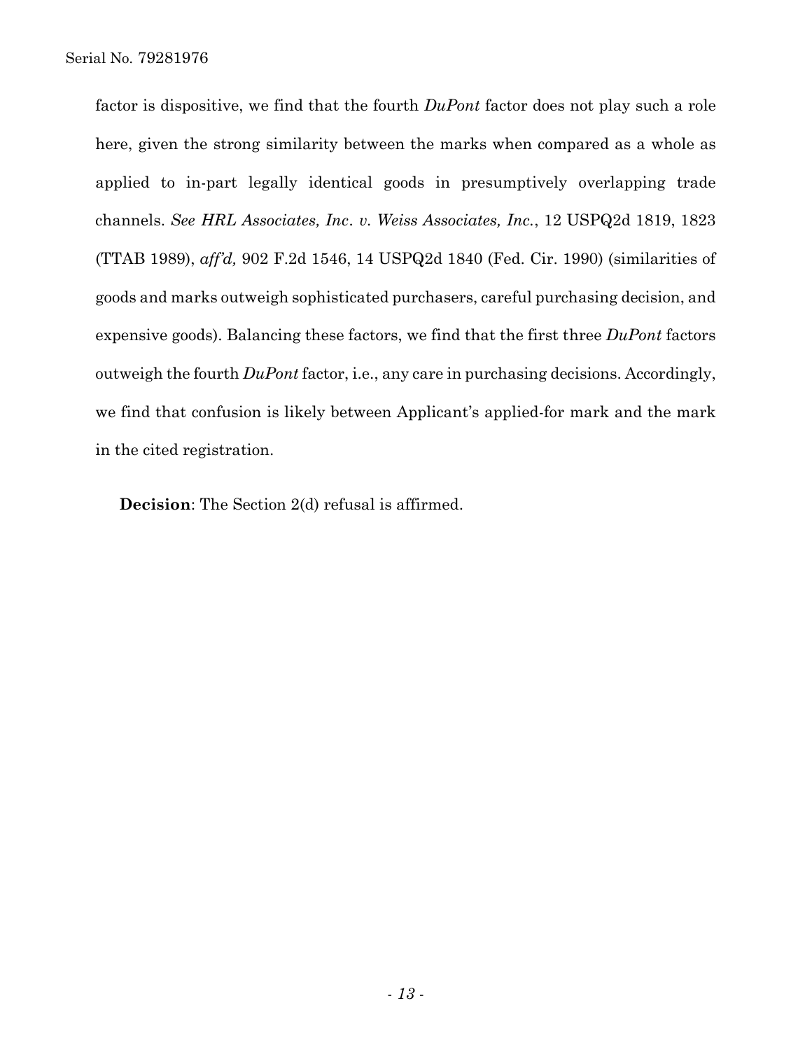factor is dispositive, we find that the fourth *DuPont* factor does not play such a role here, given the strong similarity between the marks when compared as a whole as applied to in-part legally identical goods in presumptively overlapping trade channels. *See HRL Associates, Inc. v. Weiss Associates, Inc.*, 12 USPQ2d 1819, 1823 (TTAB 1989), *aff'd,* 902 F.2d 1546, 14 USPQ2d 1840 (Fed. Cir. 1990) (similarities of goods and marks outweigh sophisticated purchasers, careful purchasing decision, and expensive goods). Balancing these factors, we find that the first three *DuPont* factors outweigh the fourth *DuPont* factor, i.e., any care in purchasing decisions. Accordingly, we find that confusion is likely between Applicant's applied-for mark and the mark in the cited registration.

**Decision**: The Section 2(d) refusal is affirmed.